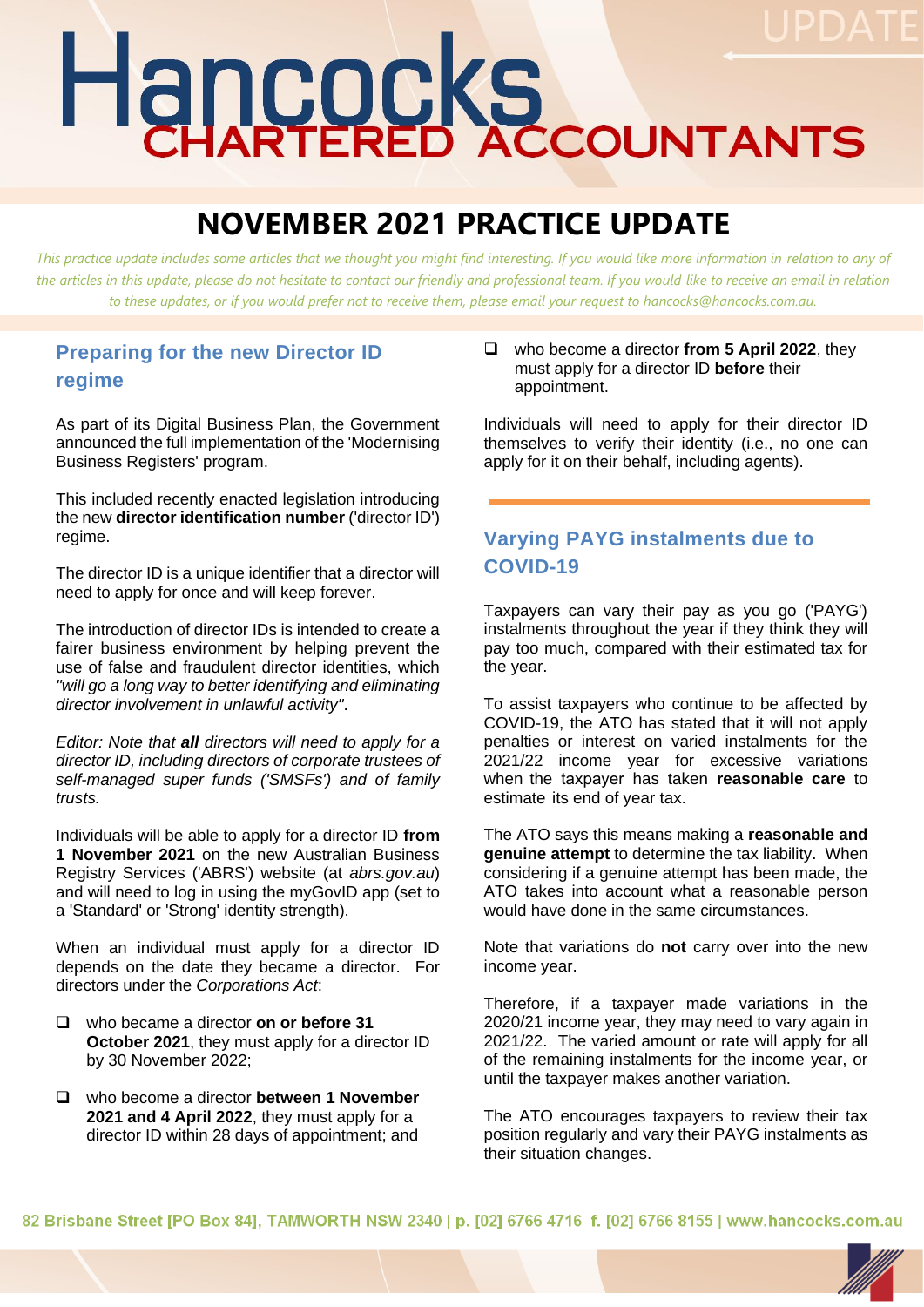# Hancocks CHARTERED ACCOUNTANTS

UPDATE

# NOVEMBER 2021 PRACTICE UPDATE

*This practice update includes some articles that we thought you might find interesting. If you would like more information in relation to any of the articles in this update, please do not hesitate to contact our friendly and professional team. If you would like to receive an email in relation to these updates, or if you would prefer not to receive them, please email your request to hancocks@hancocks.com.au.*

## Preparing for the new Director ID regime

As part of its Digital Business Plan, the Government announced the full implementation of the 'Modernising Business Registers' program.

This included recently enacted legislation introducing the new **director identification number** ('director ID') regime.

The director ID is a unique identifier that a director will need to apply for once and will keep forever.

The introduction of director IDs is intended to create a fairer business environment by helping prevent the use of false and fraudulent director identities, which *"will go a long way to better identifying and eliminating director involvement in unlawful activity"*.

*Editor: Note that **all** directors will need to apply for a director ID, including directors of corporate trustees of self-managed super funds ('SMSFs') and of family trusts.*

Individuals will be able to apply for a director ID **from 1 November 2021** on the new Australian Business Registry Services ('ABRS') website (at *abrs.gov.au*) and will need to log in using the myGovID app (set to a 'Standard' or 'Strong' identity strength).

When an individual must apply for a director ID depends on the date they became a director. For directors under the *Corporations Act*:

- who became a director **on or before 31 October 2021**, they must apply for a director ID by 30 November 2022;
- who become a director **between 1 November 2021 and 4 April 2022**, they must apply for a director ID within 28 days of appointment; and
- who become a director **from 5 April 2022**, they must apply for a director ID **before** their appointment.

Individuals will need to apply for their director ID themselves to verify their identity (i.e., no one can apply for it on their behalf, including agents).

## Varying PAYG instalments due to COVID-19

Taxpayers can vary their pay as you go ('PAYG') instalments throughout the year if they think they will pay too much, compared with their estimated tax for the year.

To assist taxpayers who continue to be affected by COVID-19, the ATO has stated that it will not apply penalties or interest on varied instalments for the 2021/22 income year for excessive variations when the taxpayer has taken **reasonable care** to estimate its end of year tax.

The ATO says this means making a **reasonable and genuine attempt** to determine the tax liability. When considering if a genuine attempt has been made, the ATO takes into account what a reasonable person would have done in the same circumstances.

Note that variations do **not** carry over into the new income year.

Therefore, if a taxpayer made variations in the 2020/21 income year, they may need to vary again in 2021/22. The varied amount or rate will apply for all of the remaining instalments for the income year, or until the taxpayer makes another variation.

The ATO encourages taxpayers to review their tax position regularly and vary their PAYG instalments as their situation changes.

82 Brisbane Street [PO Box 84], TAMWORTH NSW 2340 | p. [02] 6766 4716 f. [02] 6766 8155 | www.hancocks.com.au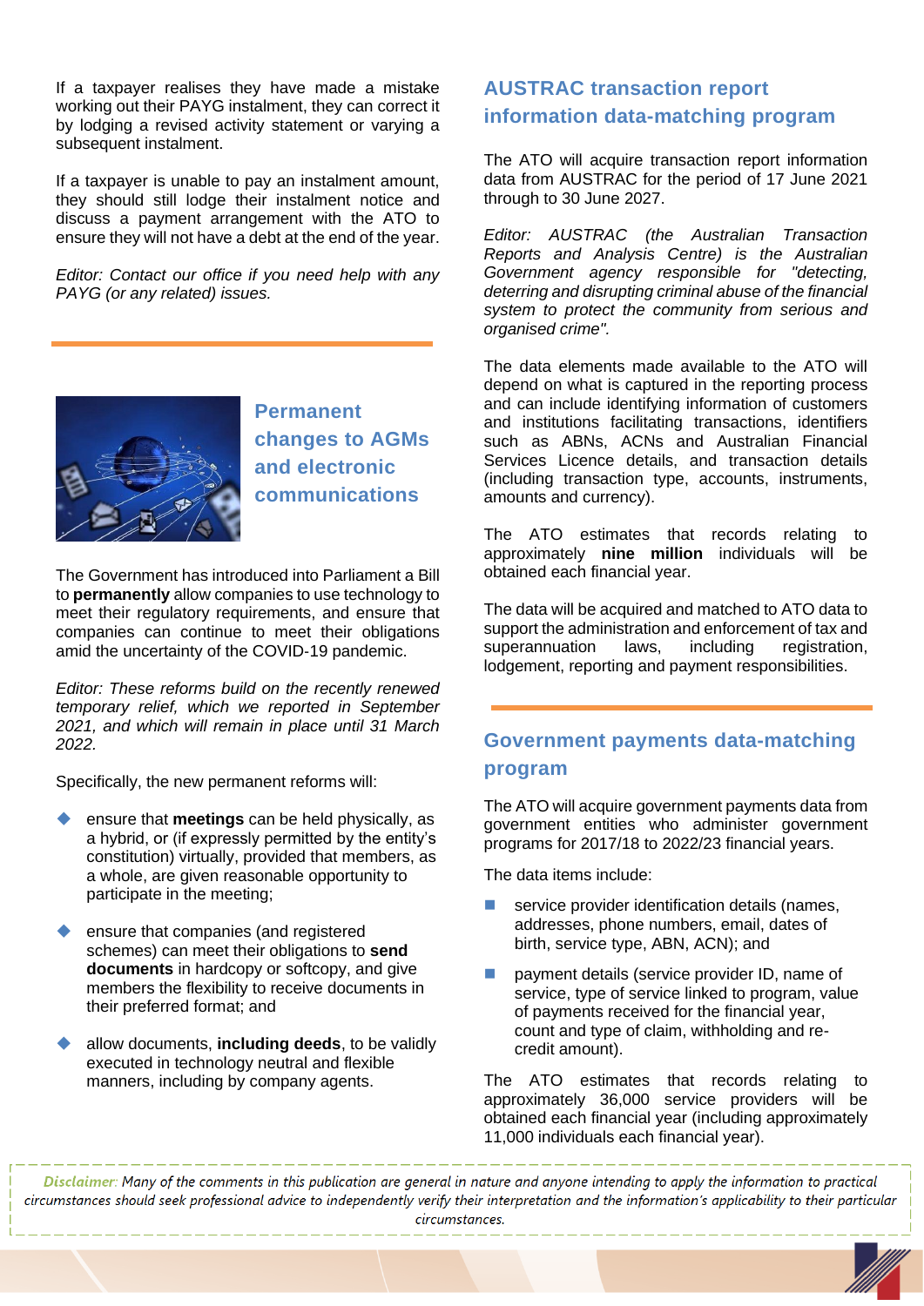If a taxpayer realises they have made a mistake working out their PAYG instalment, they can correct it by lodging a revised activity statement or varying a subsequent instalment.

If a taxpayer is unable to pay an instalment amount, they should still lodge their instalment notice and discuss a payment arrangement with the ATO to ensure they will not have a debt at the end of the year.

*Editor: Contact our office if you need help with any PAYG (or any related) issues.*

## Permanent changes to AGMs and electronic communications

The Government has introduced into Parliament a Bill to **permanently** allow companies to use technology to meet their regulatory requirements, and ensure that companies can continue to meet their obligations amid the uncertainty of the COVID-19 pandemic.

*Editor: These reforms build on the recently renewed temporary relief, which we reported in September 2021, and which will remain in place until 31 March 2022.*

Specifically, the new permanent reforms will:

- ensure that **meetings** can be held physically, as a hybrid, or (if expressly permitted by the entity's constitution) virtually, provided that members, as a whole, are given reasonable opportunity to participate in the meeting;
- ensure that companies (and registered schemes) can meet their obligations to **send documents** in hardcopy or softcopy, and give members the flexibility to receive documents in their preferred format; and
- allow documents, **including deeds**, to be validly executed in technology neutral and flexible manners, including by company agents.

## AUSTRAC transaction report information data-matching program

The ATO will acquire transaction report information data from AUSTRAC for the period of 17 June 2021 through to 30 June 2027.

*Editor: AUSTRAC (the Australian Transaction Reports and Analysis Centre) is the Australian Government agency responsible for "detecting, deterring and disrupting criminal abuse of the financial system to protect the community from serious and organised crime".*

The data elements made available to the ATO will depend on what is captured in the reporting process and can include identifying information of customers and institutions facilitating transactions, identifiers such as ABNs, ACNs and Australian Financial Services Licence details, and transaction details (including transaction type, accounts, instruments, amounts and currency).

The ATO estimates that records relating to approximately **nine million** individuals will be obtained each financial year.

The data will be acquired and matched to ATO data to support the administration and enforcement of tax and superannuation laws, including registration, lodgement, reporting and payment responsibilities.

## Government payments data-matching program

The ATO will acquire government payments data from government entities who administer government programs for 2017/18 to 2022/23 financial years.

The data items include:

- service provider identification details (names, addresses, phone numbers, email, dates of birth, service type, ABN, ACN); and
- payment details (service provider ID, name of service, type of service linked to program, value of payments received for the financial year, count and type of claim, withholding and re-credit amount).

The ATO estimates that records relating to approximately 36,000 service providers will be obtained each financial year (including approximately 11,000 individuals each financial year).

*Disclaimer: Many of the comments in this publication are general in nature and anyone intending to apply the information to practical circumstances should seek professional advice to independently verify their interpretation and the information's applicability to their particular circumstances.*